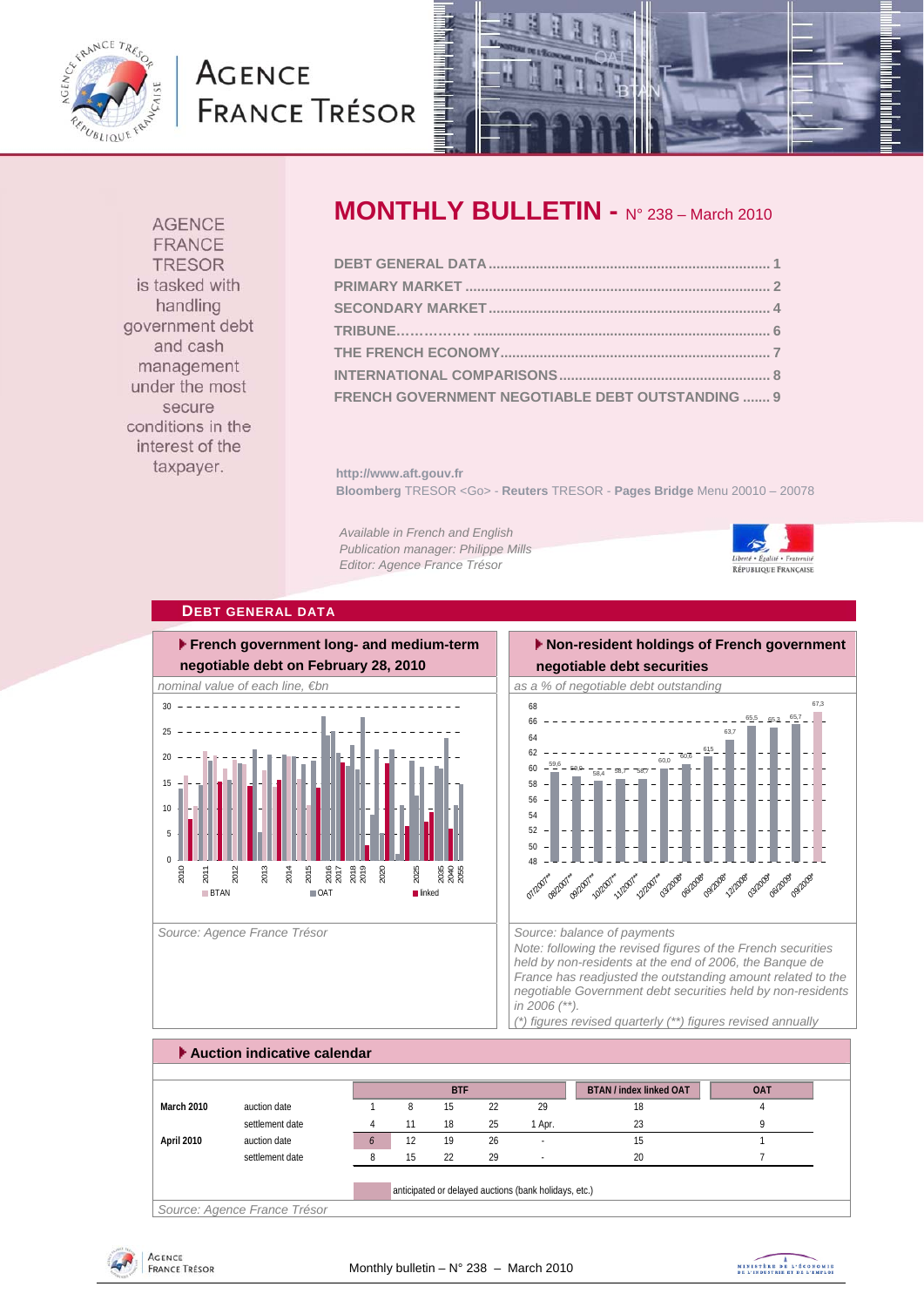AGENCE FRANCE TRESOR is tasked with handling government debt and cash management under the most secure conditions in the interest of the taxpayer.

# MONTHLY BULLETIN - N° 238 – March 2010

DEBT GENERAL DATA ........................................................................ 1
PRIMARY MARKET ............................................................................ 2
SECONDARY MARKET ........................................................................ 4
TRIBUNE................ .......................................................................... 6
THE FRENCH ECONOMY .................................................................... 7
INTERNATIONAL COMPARISONS ...................................................... 8
FRENCH GOVERNMENT NEGOTIABLE DEBT OUTSTANDING ....... 9

http://www.aft.gouv.fr
**Bloomberg** TRESOR <Go> - **Reuters** TRESOR - **Pages Bridge** Menu 20010 – 20078

*Available in French and English*
*Publication manager: Philippe Mills*
*Editor: Agence France Trésor*

## DEBT GENERAL DATA

### French government long- and medium-term negotiable debt on February 28, 2010

*nominal value of each line, €bn*

Source: Agence France Trésor

### Non-resident holdings of French government negotiable debt securities

*as a % of negotiable debt outstanding*

| 07/2007** | 08/2007** | 09/2007** | 10/2007** | 11/2007** | 12/2007** | 03/2008* | 06/2008* | 09/2008* | 12/2008* | 03/2009* | 06/2009* | 09/2009* |
|---|---|---|---|---|---|---|---|---|---|---|---|---|
| 59,6 | 59,6 | 58,4 | 58,7 | 58,7 | 60,0 | 60,6 | 61,5 | 63,7 | 65,5 | 65,3 | 65,7 | 67,3 |

*Source: balance of payments*
*Note: following the revised figures of the French securities held by non-residents at the end of 2006, the Banque de France has readjusted the outstanding amount related to the negotiable Government debt securities held by non-residents in 2006 (**).*
*(*) figures revised quarterly (**) figures revised annually*

### Auction indicative calendar

| | | BTF | | | | | BTAN / index linked OAT | OAT |
|---|---|---|---|---|---|---|---|---|
| **March 2010** | auction date | 1 | 8 | 15 | 22 | 29 | 18 | 4 |
| | settlement date | 4 | 11 | 18 | 25 | 1 Apr. | 23 | 9 |
| **April 2010** | auction date | *6* | 12 | 19 | 26 | - | 15 | 1 |
| | settlement date | 8 | 15 | 22 | 29 | - | 20 | 7 |

anticipated or delayed auctions (bank holidays, etc.)

*Source: Agence France Trésor*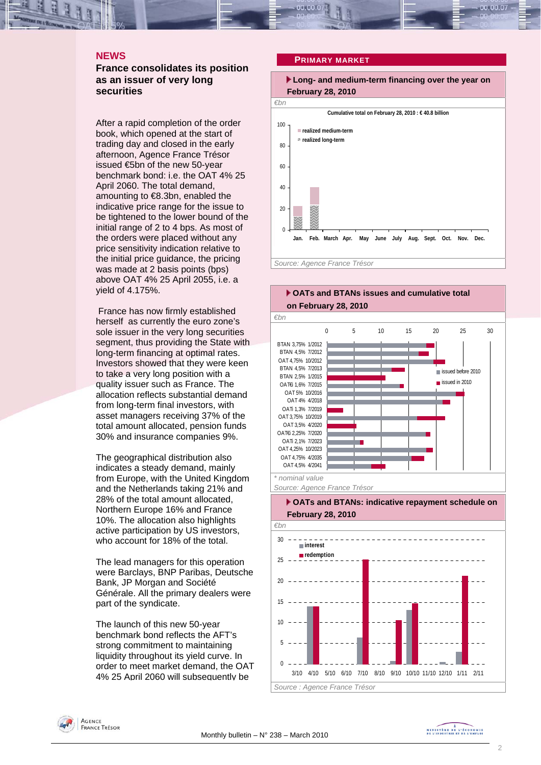## NEWS

### France consolidates its position as an issuer of very long securities

After a rapid completion of the order book, which opened at the start of trading day and closed in the early afternoon, Agence France Trésor issued €5bn of the new 50-year benchmark bond: i.e. the OAT 4% 25 April 2060. The total demand, amounting to €8.3bn, enabled the indicative price range for the issue to be tightened to the lower bound of the initial range of 2 to 4 bps. As most of the orders were placed without any price sensitivity indication relative to the initial price guidance, the pricing was made at 2 basis points (bps) above OAT 4% 25 April 2055, i.e. a yield of 4.175%.

France has now firmly established herself as currently the euro zone's sole issuer in the very long securities segment, thus providing the State with long-term financing at optimal rates. Investors showed that they were keen to take a very long position with a quality issuer such as France. The allocation reflects substantial demand from long-term final investors, with asset managers receiving 37% of the total amount allocated, pension funds 30% and insurance companies 9%.

The geographical distribution also indicates a steady demand, mainly from Europe, with the United Kingdom and the Netherlands taking 21% and 28% of the total amount allocated, Northern Europe 16% and France 10%. The allocation also highlights active participation by US investors, who account for 18% of the total.

The lead managers for this operation were Barclays, BNP Paribas, Deutsche Bank, JP Morgan and Société Générale. All the primary dealers were part of the syndicate.

The launch of this new 50-year benchmark bond reflects the AFT's strong commitment to maintaining liquidity throughout its yield curve. In order to meet market demand, the OAT 4% 25 April 2060 will subsequently be

## PRIMARY MARKET

**Long- and medium-term financing over the year on February 28, 2010**

*€bn*

Cumulative total on February 28, 2010 : € 40.8 billion

Legend: realized medium-term; realized long-term

Months: Jan., Feb., March, Apr., May, June, July, Aug., Sept., Oct., Nov., Dec.

*Source: Agence France Trésor*

**OATs and BTANs issues and cumulative total on February 28, 2010**

*€bn*

Legend: issued before 2010; issued in 2010

BTAN 3,75% 1/2012; BTAN 4,5% 7/2012; OAT 4,75% 10/2012; BTAN 4,5% 7/2013; BTAN 2,5% 1/2015; OAT€i 1,6% 7/2015; OAT 5% 10/2016; OAT 4% 4/2018; OATi 1,3% 7/2019; OAT 3,75% 10/2019; OAT 3,5% 4/2020; OAT€i 2,25% 7/2020; OATi 2,1% 7/2023; OAT 4,25% 10/2023; OAT 4,75% 4/2035; OAT 4,5% 4/2041

*\* nominal value*

*Source: Agence France Trésor*

**OATs and BTANs: indicative repayment schedule on February 28, 2010**

*€bn*

Legend: interest; redemption

Months: 3/10, 4/10, 5/10, 6/10, 7/10, 8/10, 9/10, 10/10, 11/10, 12/10, 1/11, 2/11

*Source : Agence France Trésor*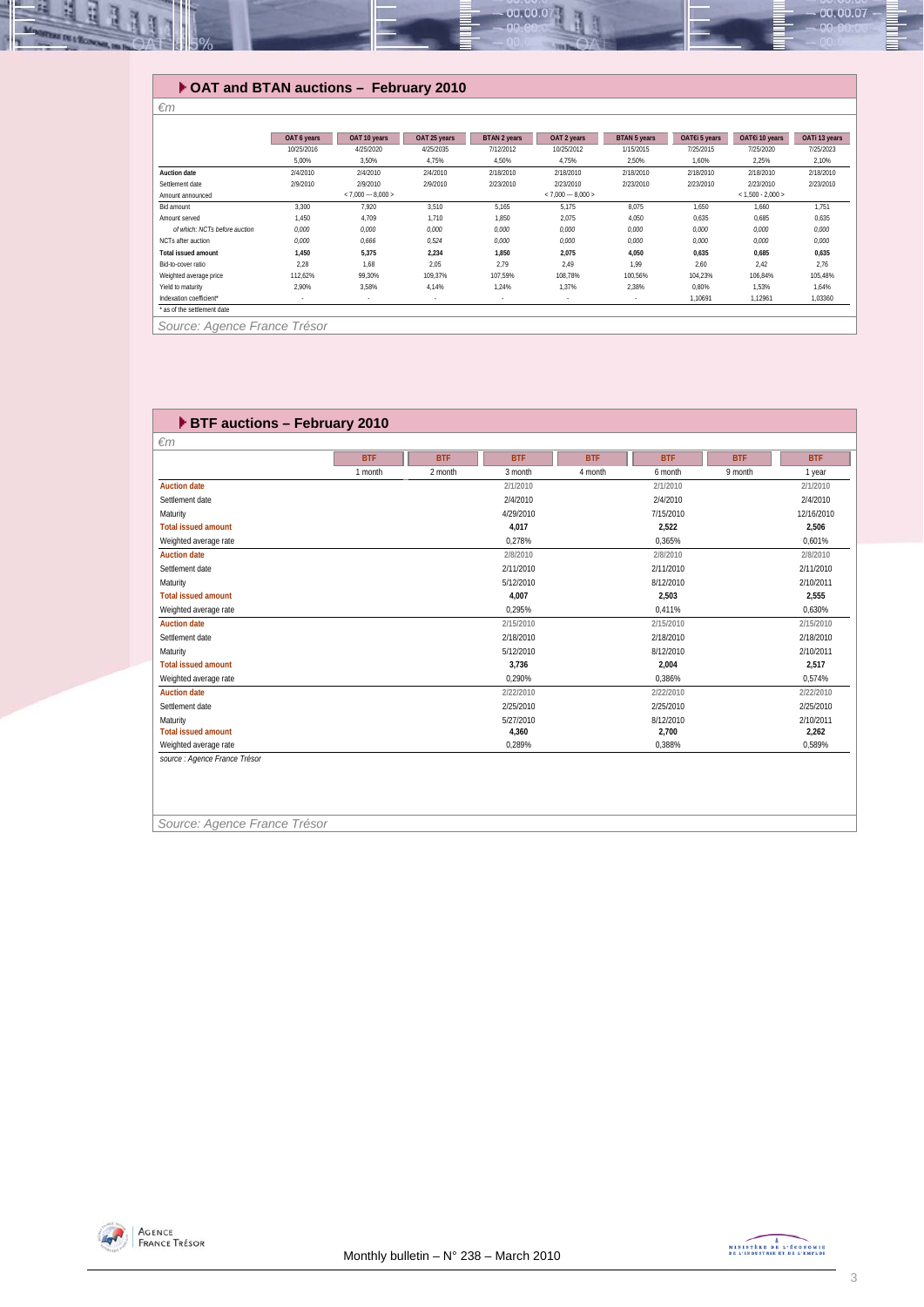## OAT and BTAN auctions – February 2010

*€m*

| | OAT 6 years | OAT 10 years | OAT 25 years | BTAN 2 years | OAT 2 years | BTAN 5 years | OAT€i 5 years | OAT€i 10 years | OATi 13 years |
|---|---|---|---|---|---|---|---|---|---|
| | 10/25/2016 | 4/25/2020 | 4/25/2035 | 7/12/2012 | 10/25/2012 | 1/15/2015 | 7/25/2015 | 7/25/2020 | 7/25/2023 |
| | 5,00% | 3,50% | 4,75% | 4,50% | 4,75% | 2,50% | 1,60% | 2,25% | 2,10% |
| **Auction date** | 2/4/2010 | 2/4/2010 | 2/4/2010 | 2/18/2010 | 2/18/2010 | 2/18/2010 | 2/18/2010 | 2/18/2010 | 2/18/2010 |
| Settlement date | 2/9/2010 | 2/9/2010 | 2/9/2010 | 2/23/2010 | 2/23/2010 | 2/23/2010 | 2/23/2010 | 2/23/2010 | 2/23/2010 |
| Amount announced | | < 7,000 --- 8,000 > | | | < 7,000 --- 8,000 > | | | < 1,500 - 2,000 > | |
| Bid amount | 3,300 | 7,920 | 3,510 | 5,165 | 5,175 | 8,075 | 1,650 | 1,660 | 1,751 |
| Amount served | 1,450 | 4,709 | 1,710 | 1,850 | 2,075 | 4,050 | 0,635 | 0,685 | 0,635 |
| *of which: NCTs before auction* | *0,000* | *0,000* | *0,000* | *0,000* | *0,000* | *0,000* | *0,000* | *0,000* | *0,000* |
| NCTs after auction | *0,000* | *0,666* | *0,524* | *0,000* | *0,000* | *0,000* | *0,000* | *0,000* | *0,000* |
| **Total issued amount** | **1,450** | **5,375** | **2,234** | **1,850** | **2,075** | **4,050** | **0,635** | **0,685** | **0,635** |
| Bid-to-cover ratio | 2,28 | 1,68 | 2,05 | 2,79 | 2,49 | 1,99 | 2,60 | 2,42 | 2,76 |
| Weighted average price | 112,62% | 99,30% | 109,37% | 107,59% | 108,78% | 100,56% | 104,23% | 106,84% | 105,48% |
| Yield to maturity | 2,90% | 3,58% | 4,14% | 1,24% | 1,37% | 2,38% | 0,80% | 1,53% | 1,64% |
| Indexation coefficient* | - | - | - | - | - | - | 1,10691 | 1,12961 | 1,03360 |

\* as of the settlement date

Source: Agence France Trésor

## BTF auctions – February 2010

*€m*

| | BTF | BTF | BTF | BTF | BTF | BTF | BTF |
|---|---|---|---|---|---|---|---|
| | 1 month | 2 month | 3 month | 4 month | 6 month | 9 month | 1 year |
| **Auction date** | | | 2/1/2010 | | 2/1/2010 | | 2/1/2010 |
| Settlement date | | | 2/4/2010 | | 2/4/2010 | | 2/4/2010 |
| Maturity | | | 4/29/2010 | | 7/15/2010 | | 12/16/2010 |
| **Total issued amount** | | | **4,017** | | **2,522** | | **2,506** |
| Weighted average rate | | | 0,278% | | 0,365% | | 0,601% |
| **Auction date** | | | 2/8/2010 | | 2/8/2010 | | 2/8/2010 |
| Settlement date | | | 2/11/2010 | | 2/11/2010 | | 2/11/2010 |
| Maturity | | | 5/12/2010 | | 8/12/2010 | | 2/10/2011 |
| **Total issued amount** | | | **4,007** | | **2,503** | | **2,555** |
| Weighted average rate | | | 0,295% | | 0,411% | | 0,630% |
| **Auction date** | | | 2/15/2010 | | 2/15/2010 | | 2/15/2010 |
| Settlement date | | | 2/18/2010 | | 2/18/2010 | | 2/18/2010 |
| Maturity | | | 5/12/2010 | | 8/12/2010 | | 2/10/2011 |
| **Total issued amount** | | | **3,736** | | **2,004** | | **2,517** |
| Weighted average rate | | | 0,290% | | 0,386% | | 0,574% |
| **Auction date** | | | 2/22/2010 | | 2/22/2010 | | 2/22/2010 |
| Settlement date | | | 2/25/2010 | | 2/25/2010 | | 2/25/2010 |
| Maturity | | | 5/27/2010 | | 8/12/2010 | | 2/10/2011 |
| **Total issued amount** | | | **4,360** | | **2,700** | | **2,262** |
| Weighted average rate | | | 0,289% | | 0,388% | | 0,589% |

*source : Agence France Trésor*

Source: Agence France Trésor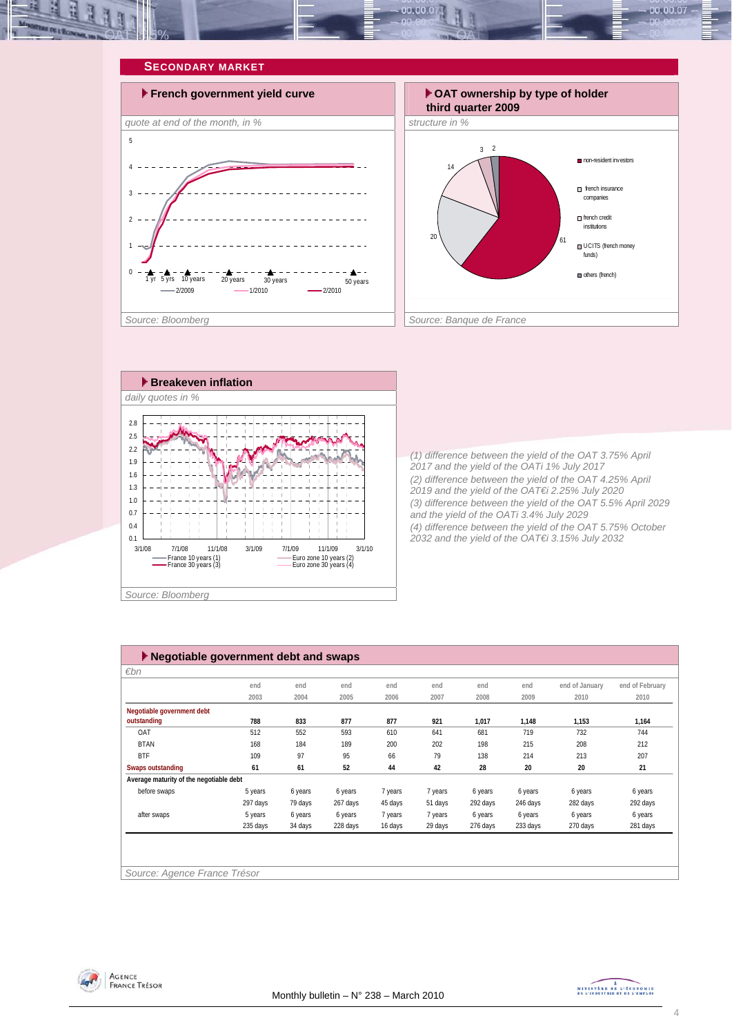## Secondary market

### French government yield curve

*quote at end of the month, in %*

Source: Bloomberg

### OAT ownership by type of holder third quarter 2009

*structure in %*

Source: Banque de France

### Breakeven inflation

*daily quotes in %*

Source: Bloomberg

*(1) difference between the yield of the OAT 3.75% April 2017 and the yield of the OATi 1% July 2017*
*(2) difference between the yield of the OAT 4.25% April 2019 and the yield of the OAT€i 2.25% July 2020*
*(3) difference between the yield of the OAT 5.5% April 2029 and the yield of the OATi 3.4% July 2029*
*(4) difference between the yield of the OAT 5.75% October 2032 and the yield of the OAT€i 3.15% July 2032*

### Negotiable government debt and swaps

*€bn*

| | end 2003 | end 2004 | end 2005 | end 2006 | end 2007 | end 2008 | end 2009 | end of January 2010 | end of February 2010 |
|---|---|---|---|---|---|---|---|---|---|
| **Negotiable government debt outstanding** | **788** | **833** | **877** | **877** | **921** | **1,017** | **1,148** | **1,153** | **1,164** |
| OAT | 512 | 552 | 593 | 610 | 641 | 681 | 719 | 732 | 744 |
| BTAN | 168 | 184 | 189 | 200 | 202 | 198 | 215 | 208 | 212 |
| BTF | 109 | 97 | 95 | 66 | 79 | 138 | 214 | 213 | 207 |
| **Swaps outstanding** | **61** | **61** | **52** | **44** | **42** | **28** | **20** | **20** | **21** |
| **Average maturity of the negotiable debt** | | | | | | | | | |
| before swaps | 5 years | 6 years | 6 years | 7 years | 7 years | 6 years | 6 years | 6 years | 6 years |
| | 297 days | 79 days | 267 days | 45 days | 51 days | 292 days | 246 days | 282 days | 292 days |
| after swaps | 5 years | 6 years | 6 years | 7 years | 7 years | 6 years | 6 years | 6 years | 6 years |
| | 235 days | 34 days | 228 days | 16 days | 29 days | 276 days | 233 days | 270 days | 281 days |

Source: Agence France Trésor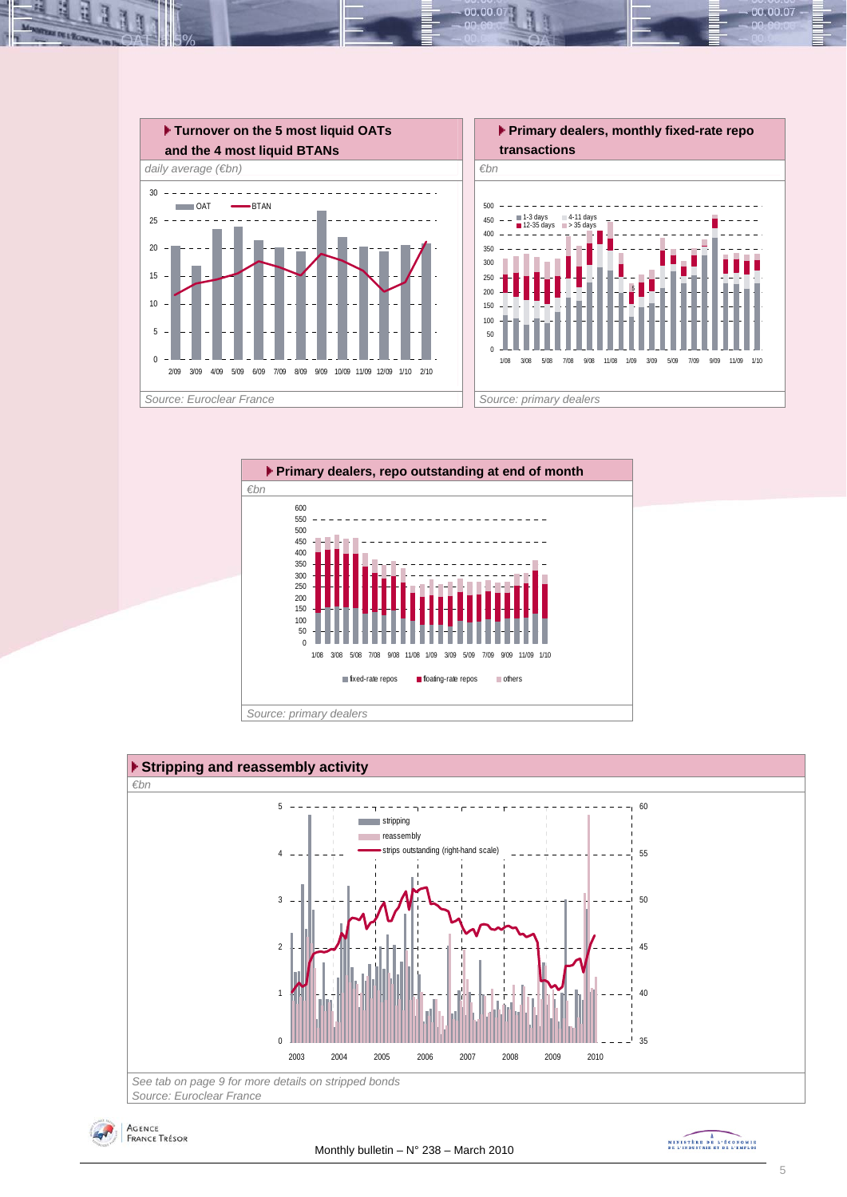### Turnover on the 5 most liquid OATs and the 4 most liquid BTANs

*daily average (€bn)*

OAT — BTAN

0 5 10 15 20 25 30

2/09 3/09 4/09 5/09 6/09 7/09 8/09 9/09 10/09 11/09 12/09 1/10 2/10

*Source: Euroclear France*

### Primary dealers, monthly fixed-rate repo transactions

*€bn*

1-3 days — 4-11 days — 12-35 days — > 35 days

0 50 100 150 200 250 300 350 400 450 500

1/08 3/08 5/08 7/08 9/08 11/08 1/09 3/09 5/09 7/09 9/09 11/09 1/10

*Source: primary dealers*

### Primary dealers, repo outstanding at end of month

*€bn*

0 50 100 150 200 250 300 350 400 450 500 550 600

1/08 3/08 5/08 7/08 9/08 11/08 1/09 3/09 5/09 7/09 9/09 11/09 1/10

fixed-rate repos — floating-rate repos — others

*Source: primary dealers*

### Stripping and reassembly activity

*€bn*

stripping — reassembly — strips outstanding (right-hand scale)

0 1 2 3 4 5 (left scale); 35 40 45 50 55 60 (right scale)

2003 2004 2005 2006 2007 2008 2009 2010

*See tab on page 9 for more details on stripped bonds*
*Source: Euroclear France*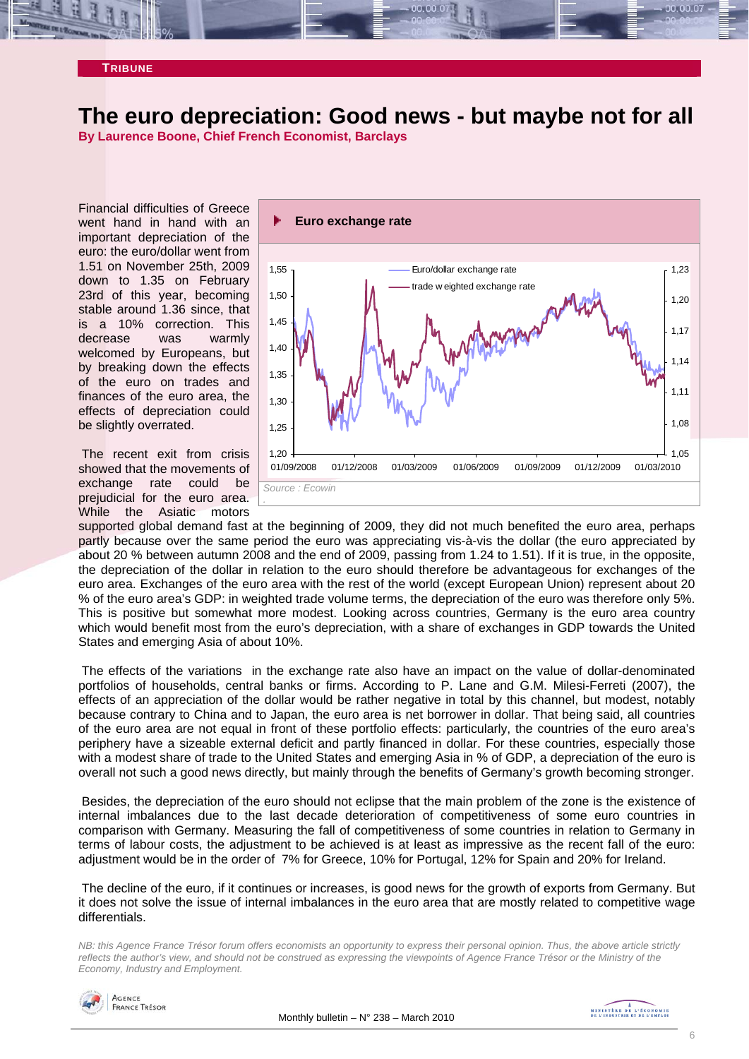**TRIBUNE**

# The euro depreciation: Good news - but maybe not for all

**By Laurence Boone, Chief French Economist, Barclays**

Financial difficulties of Greece went hand in hand with an important depreciation of the euro: the euro/dollar went from 1.51 on November 25th, 2009 down to 1.35 on February 23rd of this year, becoming stable around 1.36 since, that is a 10% correction. This decrease was warmly welcomed by Europeans, but by breaking down the effects of the euro on trades and finances of the euro area, the effects of depreciation could be slightly overrated.

**Euro exchange rate**

Source : Ecowin

The recent exit from crisis showed that the movements of exchange rate could be prejudicial for the euro area. While the Asiatic motors supported global demand fast at the beginning of 2009, they did not much benefited the euro area, perhaps partly because over the same period the euro was appreciating vis-à-vis the dollar (the euro appreciated by about 20 % between autumn 2008 and the end of 2009, passing from 1.24 to 1.51). If it is true, in the opposite, the depreciation of the dollar in relation to the euro should therefore be advantageous for exchanges of the euro area. Exchanges of the euro area with the rest of the world (except European Union) represent about 20 % of the euro area's GDP: in weighted trade volume terms, the depreciation of the euro was therefore only 5%. This is positive but somewhat more modest. Looking across countries, Germany is the euro area country which would benefit most from the euro's depreciation, with a share of exchanges in GDP towards the United States and emerging Asia of about 10%.

The effects of the variations in the exchange rate also have an impact on the value of dollar-denominated portfolios of households, central banks or firms. According to P. Lane and G.M. Milesi-Ferreti (2007), the effects of an appreciation of the dollar would be rather negative in total by this channel, but modest, notably because contrary to China and to Japan, the euro area is net borrower in dollar. That being said, all countries of the euro area are not equal in front of these portfolio effects: particularly, the countries of the euro area's periphery have a sizeable external deficit and partly financed in dollar. For these countries, especially those with a modest share of trade to the United States and emerging Asia in % of GDP, a depreciation of the euro is overall not such a good news directly, but mainly through the benefits of Germany's growth becoming stronger.

Besides, the depreciation of the euro should not eclipse that the main problem of the zone is the existence of internal imbalances due to the last decade deterioration of competitiveness of some euro countries in comparison with Germany. Measuring the fall of competitiveness of some countries in relation to Germany in terms of labour costs, the adjustment to be achieved is at least as impressive as the recent fall of the euro: adjustment would be in the order of 7% for Greece, 10% for Portugal, 12% for Spain and 20% for Ireland.

The decline of the euro, if it continues or increases, is good news for the growth of exports from Germany. But it does not solve the issue of internal imbalances in the euro area that are mostly related to competitive wage differentials.

*NB: this Agence France Trésor forum offers economists an opportunity to express their personal opinion. Thus, the above article strictly reflects the author's view, and should not be construed as expressing the viewpoints of Agence France Trésor or the Ministry of the Economy, Industry and Employment.*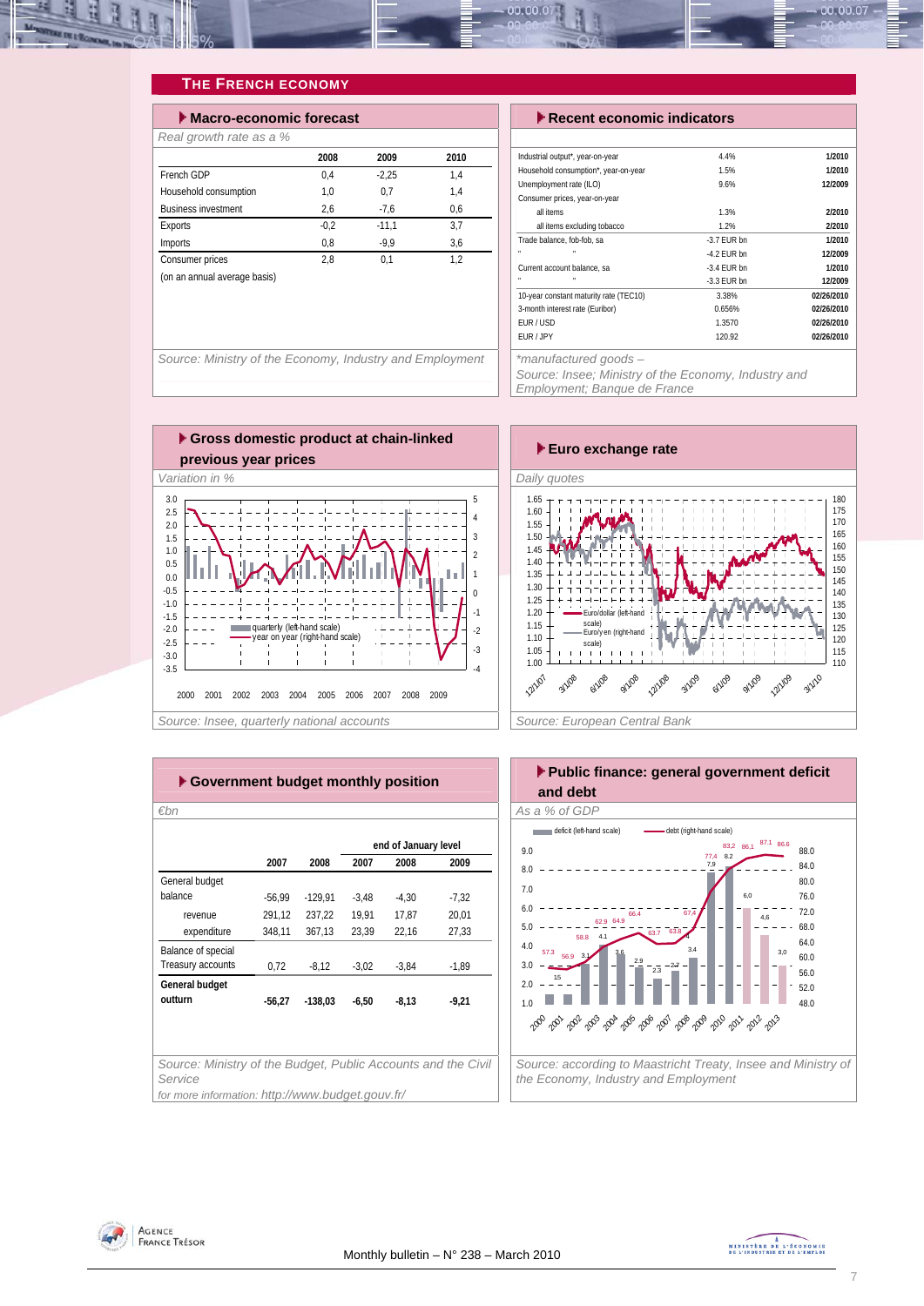## THE FRENCH ECONOMY

### Macro-economic forecast

*Real growth rate as a %*

| | 2008 | 2009 | 2010 |
|---|---|---|---|
| French GDP | 0,4 | -2,25 | 1,4 |
| Household consumption | 1,0 | 0,7 | 1,4 |
| Business investment | 2,6 | -7,6 | 0,6 |
| Exports | -0,2 | -11,1 | 3,7 |
| Imports | 0,8 | -9,9 | 3,6 |
| Consumer prices | 2,8 | 0,1 | 1,2 |
| (on an annual average basis) | | | |

*Source: Ministry of the Economy, Industry and Employment*

### Recent economic indicators

| | | |
|---|---|---|
| Industrial output*, year-on-year | 4.4% | 1/2010 |
| Household consumption*, year-on-year | 1.5% | 1/2010 |
| Unemployment rate (ILO) | 9.6% | 12/2009 |
| Consumer prices, year-on-year | | |
| all items | 1.3% | 2/2010 |
| all items excluding tobacco | 1.2% | 2/2010 |
| Trade balance, fob-fob, sa | -3.7 EUR bn | 1/2010 |
| " " | -4.2 EUR bn | 12/2009 |
| Current account balance, sa | -3.4 EUR bn | 1/2010 |
| " " | -3.3 EUR bn | 12/2009 |
| 10-year constant maturity rate (TEC10) | 3.38% | 02/26/2010 |
| 3-month interest rate (Euribor) | 0.656% | 02/26/2010 |
| EUR / USD | 1.3570 | 02/26/2010 |
| EUR / JPY | 120.92 | 02/26/2010 |

*\*manufactured goods –*
*Source: Insee; Ministry of the Economy, Industry and Employment; Banque de France*

### Gross domestic product at chain-linked previous year prices

*Variation in %*

Legend: quarterly (left-hand scale); year on year (right-hand scale)

*Source: Insee, quarterly national accounts*

### Euro exchange rate

*Daily quotes*

Legend: Euro/dollar (left-hand scale); Euro/yen (right-hand scale)

*Source: European Central Bank*

### Government budget monthly position

*€bn*

| | 2007 | 2008 | end of January level 2007 | 2008 | 2009 |
|---|---|---|---|---|---|
| General budget balance | -56,99 | -129,91 | -3,48 | -4,30 | -7,32 |
| revenue | 291,12 | 237,22 | 19,91 | 17,87 | 20,01 |
| expenditure | 348,11 | 367,13 | 23,39 | 22,16 | 27,33 |
| Balance of special Treasury accounts | 0,72 | -8,12 | -3,02 | -3,84 | -1,89 |
| **General budget outturn** | **-56,27** | **-138,03** | **-6,50** | **-8,13** | **-9,21** |

*Source: Ministry of the Budget, Public Accounts and the Civil Service*
*for more information: http://www.budget.gouv.fr/*

### Public finance: general government deficit and debt

*As a % of GDP*

Legend: deficit (left-hand scale); debt (right-hand scale)

*Source: according to Maastricht Treaty, Insee and Ministry of the Economy, Industry and Employment*

Monthly bulletin – N° 238 – March 2010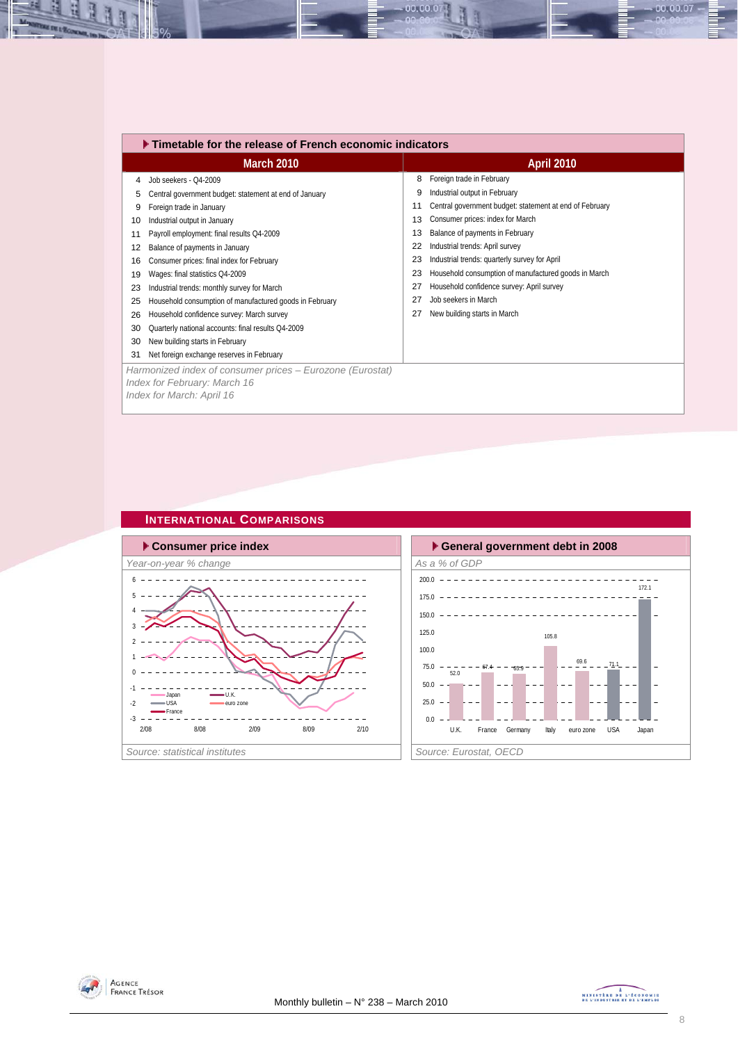## Timetable for the release of French economic indicators

| March 2010 | | April 2010 | |
|---|---|---|---|
| 4 | Job seekers - Q4-2009 | 8 | Foreign trade in February |
| 5 | Central government budget: statement at end of January | 9 | Industrial output in February |
| 9 | Foreign trade in January | 11 | Central government budget: statement at end of February |
| 10 | Industrial output in January | 13 | Consumer prices: index for March |
| 11 | Payroll employment: final results Q4-2009 | 13 | Balance of payments in February |
| 12 | Balance of payments in January | 22 | Industrial trends: April survey |
| 16 | Consumer prices: final index for February | 23 | Industrial trends: quarterly survey for April |
| 19 | Wages: final statistics Q4-2009 | 23 | Household consumption of manufactured goods in March |
| 23 | Industrial trends: monthly survey for March | 27 | Household confidence survey: April survey |
| 25 | Household consumption of manufactured goods in February | 27 | Job seekers in March |
| 26 | Household confidence survey: March survey | 27 | New building starts in March |
| 30 | Quarterly national accounts: final results Q4-2009 | | |
| 30 | New building starts in February | | |
| 31 | Net foreign exchange reserves in February | | |

*Harmonized index of consumer prices – Eurozone (Eurostat)*
*Index for February: March 16*
*Index for March: April 16*

## International Comparisons

### Consumer price index

*Year-on-year % change*

*Source: statistical institutes*

### General government debt in 2008

*As a % of GDP*

| U.K. | France | Germany | Italy | euro zone | USA | Japan |
|---|---|---|---|---|---|---|
| 52.0 | 67.4 | 65.9 | 105.8 | 69.6 | 71.1 | 172.1 |

*Source: Eurostat, OECD*

Monthly bulletin – N° 238 – March 2010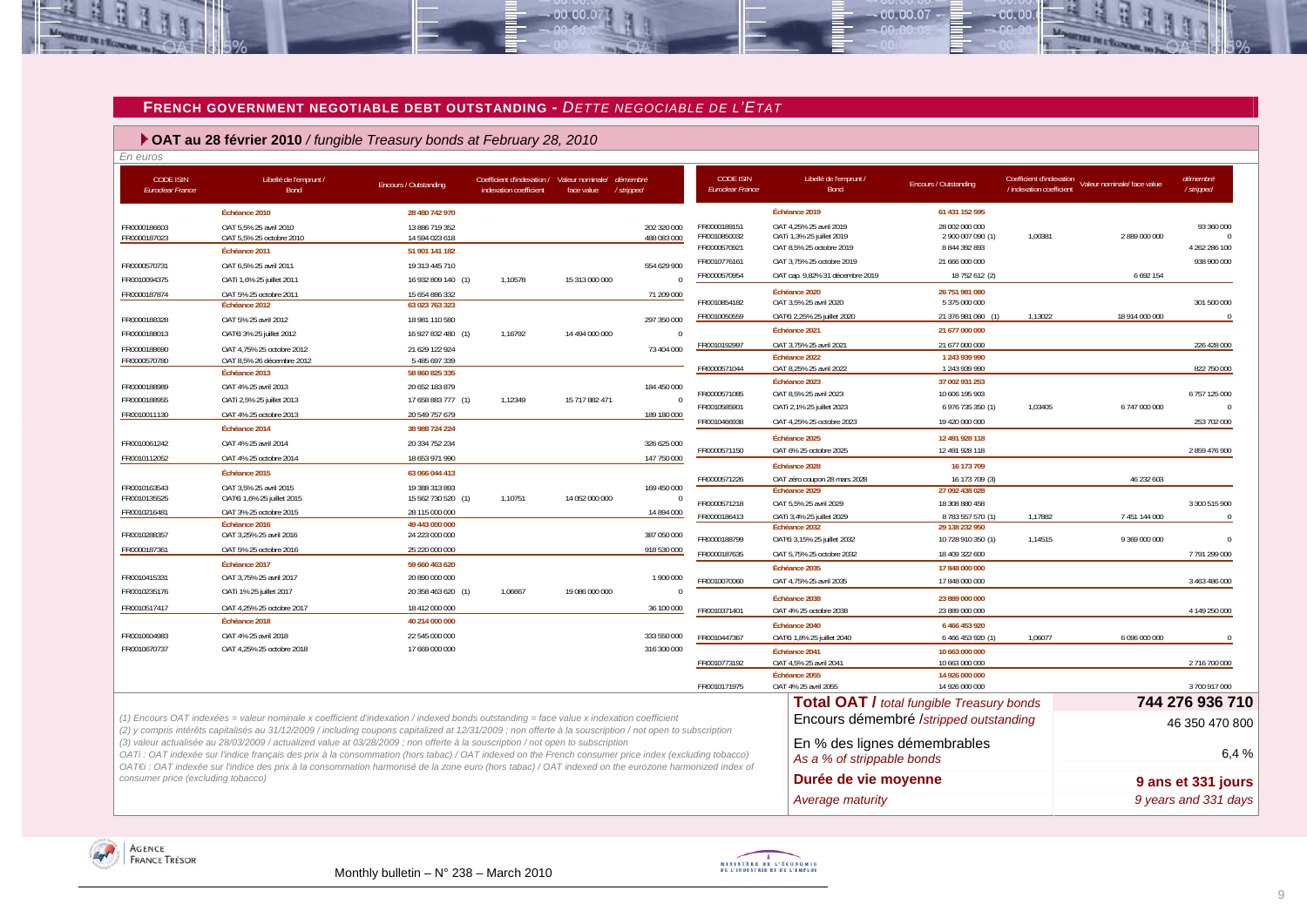## FRENCH GOVERNMENT NEGOTIABLE DEBT OUTSTANDING - *DETTE NEGOCIABLE DE L'ETAT*

### OAT au 28 février 2010 */ fungible Treasury bonds at February 28, 2010*

*En euros*

| CODE ISIN *Euroclear France* | Libellé de l'emprunt / Bond | Encours / Outstanding | Coefficient d'indexation / indexation coefficient | Valeur nominale/ face value | démembré / stripped |
|---|---|---|---|---|---|
| | **Échéance 2010** | **28 480 742 970** | | | |
| FR0000186603 | OAT 5,5% 25 avril 2010 | 13 886 719 352 | | | 202 320 000 |
| FR0000187023 | OAT 5,5% 25 octobre 2010 | 14 594 023 618 | | | 488 083 000 |
| | **Échéance 2011** | **51 901 141 182** | | | |
| FR0000570731 | OAT 6,5% 25 avril 2011 | 19 313 445 710 | | | 554 629 900 |
| FR0010094375 | OATi 1,6% 25 juillet 2011 | 16 932 809 140 (1) | 1,10578 | 15 313 000 000 | 0 |
| FR0000187874 | OAT 5% 25 octobre 2011 | 15 654 886 332 | | | 71 209 000 |
| | **Échéance 2012** | **63 023 763 323** | | | |
| FR0000188328 | OAT 5% 25 avril 2012 | 18 981 110 580 | | | 297 350 000 |
| FR0000188013 | OAT€i 3% 25 juillet 2012 | 16 927 832 480 (1) | 1,16792 | 14 494 000 000 | 0 |
| FR0000188690 | OAT 4,75% 25 octobre 2012 | 21 629 122 924 | | | 73 404 000 |
| FR0000570780 | OAT 8,5% 26 décembre 2012 | 5 485 697 339 | | | |
| | **Échéance 2013** | **58 860 825 335** | | | |
| FR0000188989 | OAT 4% 25 avril 2013 | 20 652 183 879 | | | 184 450 000 |
| FR0000188955 | OATi 2,5% 25 juillet 2013 | 17 658 883 777 (1) | 1,12349 | 15 717 882 471 | 0 |
| FR0010011130 | OAT 4% 25 octobre 2013 | 20 549 757 679 | | | 189 180 000 |
| | **Échéance 2014** | **38 988 724 224** | | | |
| FR0010061242 | OAT 4% 25 avril 2014 | 20 334 752 234 | | | 326 625 000 |
| FR0010112052 | OAT 4% 25 octobre 2014 | 18 653 971 990 | | | 147 750 000 |
| | **Échéance 2015** | **63 066 044 413** | | | |
| FR0010163543 | OAT 3,5% 25 avril 2015 | 19 388 313 893 | | | 169 450 000 |
| FR0010135525 | OAT€i 1,6% 25 juillet 2015 | 15 562 730 520 (1) | 1,10751 | 14 052 000 000 | 0 |
| FR0010216481 | OAT 3% 25 octobre 2015 | 28 115 000 000 | | | 14 894 000 |
| | **Échéance 2016** | **49 443 000 000** | | | |
| FR0010288357 | OAT 3,25% 25 avril 2016 | 24 223 000 000 | | | 387 050 000 |
| FR0000187361 | OAT 5% 25 octobre 2016 | 25 220 000 000 | | | 918 530 000 |
| | **Échéance 2017** | **59 660 463 620** | | | |
| FR0010415331 | OAT 3,75% 25 avril 2017 | 20 890 000 000 | | | 1 900 000 |
| FR0010235176 | OATi 1% 25 juillet 2017 | 20 358 463 620 (1) | 1,06667 | 19 086 000 000 | 0 |
| FR0010517417 | OAT 4,25% 25 octobre 2017 | 18 412 000 000 | | | 36 100 000 |
| | **Échéance 2018** | **40 214 000 000** | | | |
| FR0010604983 | OAT 4% 25 avril 2018 | 22 545 000 000 | | | 333 550 000 |
| FR0010670737 | OAT 4,25% 25 octobre 2018 | 17 669 000 000 | | | 316 300 000 |
| | **Échéance 2019** | **61 431 152 595** | | | |
| FR0000189151 | OAT 4,25% 25 avril 2019 | 28 002 000 000 | | | 93 360 000 |
| FR0010850032 | OATi 1,3% 25 juillet 2019 | 2 900 007 090 (1) | 1,00381 | 2 889 000 000 | 0 |
| FR0000570921 | OAT 8,5% 25 octobre 2019 | 8 844 392 893 | | | 4 262 286 100 |
| FR0010776161 | OAT 3,75% 25 octobre 2019 | 21 666 000 000 | | | 938 900 000 |
| FR0000570954 | OAT cap. 9,82% 31 décembre 2019 | 18 752 612 (2) | | 6 692 154 | |
| | **Échéance 2020** | **26 751 981 080** | | | |
| FR0010854182 | OAT 3,5% 25 avril 2020 | 5 375 000 000 | | | 301 500 000 |
| FR0010050559 | OAT€i 2,25% 25 juillet 2020 | 21 376 981 080 (1) | 1,13022 | 18 914 000 000 | 0 |
| | **Échéance 2021** | **21 677 000 000** | | | |
| FR0010192997 | OAT 3,75% 25 avril 2021 | 21 677 000 000 | | | 226 428 000 |
| | **Échéance 2022** | **1 243 939 990** | | | |
| FR0000571044 | OAT 8,25% 25 avril 2022 | 1 243 939 990 | | | 822 750 000 |
| | **Échéance 2023** | **37 002 931 253** | | | |
| FR0000571085 | OAT 8,5% 25 avril 2023 | 10 606 195 903 | | | 6 757 125 000 |
| FR0010585901 | OATi 2,1% 25 juillet 2023 | 6 976 735 350 (1) | 1,03405 | 6 747 000 000 | 0 |
| FR0010466938 | OAT 4,25% 25 octobre 2023 | 19 420 000 000 | | | 253 702 000 |
| | **Échéance 2025** | **12 491 928 118** | | | |
| FR0000571150 | OAT 6% 25 octobre 2025 | 12 491 928 118 | | | 2 859 476 900 |
| | **Échéance 2028** | **16 173 709** | | | |
| FR0000571226 | OAT zéro coupon 28 mars 2028 | 16 173 709 (3) | | 46 232 603 | |
| | **Échéance 2029** | **27 092 438 028** | | | |
| FR0000571218 | OAT 5,5% 25 avril 2029 | 18 308 880 458 | | | 3 300 515 900 |
| FR0000186413 | OATi 3,4% 25 juillet 2029 | 8 783 557 570 (1) | 1,17882 | 7 451 144 000 | 0 |
| | **Échéance 2032** | **29 138 232 950** | | | |
| FR0000188799 | OAT€i 3,15% 25 juillet 2032 | 10 728 910 350 (1) | 1,14515 | 9 369 000 000 | 0 |
| FR0000187635 | OAT 5,75% 25 octobre 2032 | 18 409 322 600 | | | 7 791 299 000 |
| | **Échéance 2035** | **17 848 000 000** | | | |
| FR0010070060 | OAT 4,75% 25 avril 2035 | 17 848 000 000 | | | 3 463 486 000 |
| | **Échéance 2038** | **23 889 000 000** | | | |
| FR0010371401 | OAT 4% 25 octobre 2038 | 23 889 000 000 | | | 4 149 250 000 |
| | **Échéance 2040** | **6 466 453 920** | | | |
| FR0010447367 | OAT€i 1,8% 25 juillet 2040 | 6 466 453 920 (1) | 1,06077 | 6 096 000 000 | 0 |
| | **Échéance 2041** | **10 663 000 000** | | | |
| FR0010773192 | OAT 4,5% 25 avril 2041 | 10 663 000 000 | | | 2 716 700 000 |
| | **Échéance 2055** | **14 926 000 000** | | | |
| FR0010171975 | OAT 4% 25 avril 2055 | 14 926 000 000 | | | 3 700 917 000 |

| | |
|---|---|
| **Total OAT /** *total fungible Treasury bonds* | **744 276 936 710** |
| Encours démembré /*stripped outstanding* | 46 350 470 800 |
| En % des lignes démembrables *As a % of strippable bonds* | 6,4 % |
| **Durée de vie moyenne** | **9 ans et 331 jours** |
| *Average maturity* | *9 years and 331 days* |

*(1) Encours OAT indexées = valeur nominale x coefficient d'indexation / indexed bonds outstanding = face value x indexation coefficient*
*(2) y compris intérêts capitalisés au 31/12/2009 / including coupons capitalized at 12/31/2009 ; non offerte à la souscription / not open to subscription*
*(3) valeur actualisée au 28/03/2009 / actualized value at 03/28/2009 ; non offerte à la souscription / not open to subscription*
*OATi : OAT indexée sur l'indice français des prix à la consommation (hors tabac) / OAT indexed on the French consumer price index (excluding tobacco)*
*OAT€i : OAT indexée sur l'indice des prix à la consommation harmonisé de la zone euro (hors tabac) / OAT indexed on the eurozone harmonized index of consumer price (excluding tobacco)*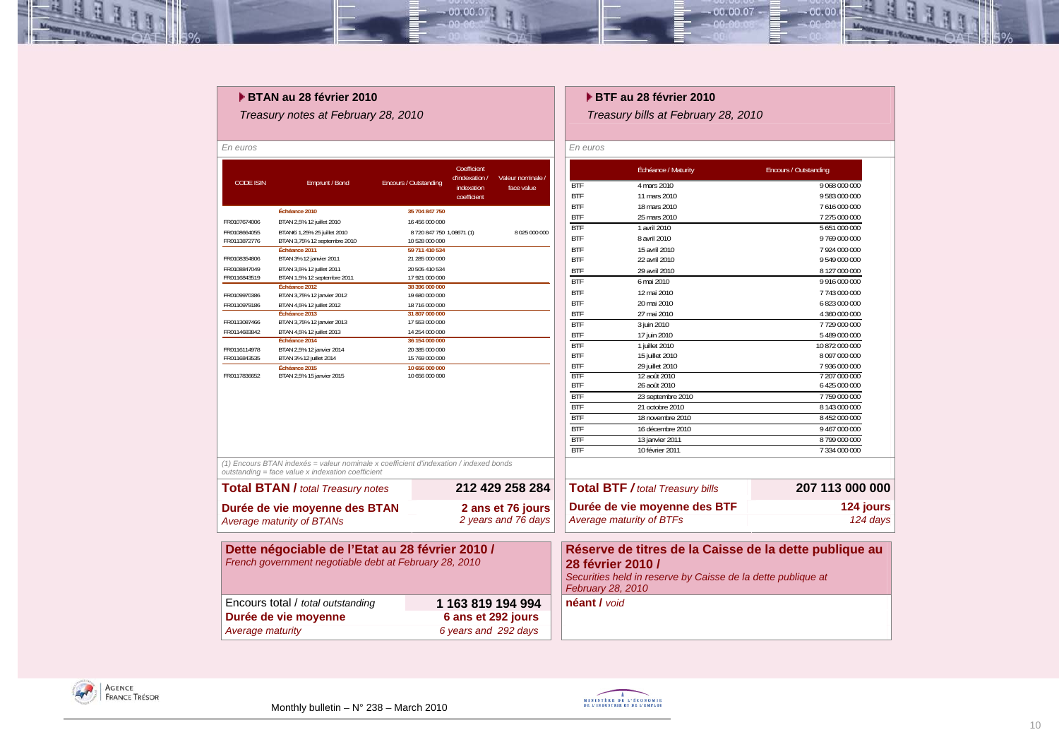## BTAN au 28 février 2010

*Treasury notes at February 28, 2010*

*En euros*

| CODE ISIN | Emprunt / Bond | Encours / Outstanding | Coefficient d'indexation / indexation coefficient | Valeur nominale / face value |
|---|---|---|---|---|
| | **Échéance 2010** | **35 704 847 750** | | |
| FR0107674006 | BTAN 2,5% 12 juillet 2010 | 16 456 000 000 | | |
| FR0108664055 | BTAN€i 1,25% 25 juillet 2010 | 8 720 847 750 | 1,08671 (1) | 8 025 000 000 |
| FR0113872776 | BTAN 3,75% 12 septembre 2010 | 10 528 000 000 | | |
| | **Échéance 2011** | **59 711 410 534** | | |
| FR0108354806 | BTAN 3% 12 janvier 2011 | 21 285 000 000 | | |
| FR0108847049 | BTAN 3,5% 12 juillet 2011 | 20 505 410 534 | | |
| FR0116843519 | BTAN 1,5% 12 septembre 2011 | 17 921 000 000 | | |
| | **Échéance 2012** | **38 396 000 000** | | |
| FR0109970386 | BTAN 3,75% 12 janvier 2012 | 19 680 000 000 | | |
| FR0110979186 | BTAN 4,5% 12 juillet 2012 | 18 716 000 000 | | |
| | **Échéance 2013** | **31 807 000 000** | | |
| FR0113087466 | BTAN 3,75% 12 janvier 2013 | 17 553 000 000 | | |
| FR0114683842 | BTAN 4,5% 12 juillet 2013 | 14 254 000 000 | | |
| | **Échéance 2014** | **36 154 000 000** | | |
| FR0116114978 | BTAN 2,5% 12 janvier 2014 | 20 385 000 000 | | |
| FR0116843535 | BTAN 3% 12 juillet 2014 | 15 769 000 000 | | |
| | **Échéance 2015** | **10 656 000 000** | | |
| FR0117836652 | BTAN 2,5% 15 janvier 2015 | 10 656 000 000 | | |

*(1) Encours BTAN indexés = valeur nominale x coefficient d'indexation / indexed bonds outstanding = face value x indexation coefficient*

**Total BTAN /** *total Treasury notes* **212 429 258 284**

**Durée de vie moyenne des BTAN** **2 ans et 76 jours**
*Average maturity of BTANs* *2 years and 76 days*

## BTF au 28 février 2010

*Treasury bills at February 28, 2010*

*En euros*

| | Échéance / Maturity | Encours / Outstanding |
|---|---|---|
| BTF | 4 mars 2010 | 9 068 000 000 |
| BTF | 11 mars 2010 | 9 583 000 000 |
| BTF | 18 mars 2010 | 7 616 000 000 |
| BTF | 25 mars 2010 | 7 275 000 000 |
| BTF | 1 avril 2010 | 5 651 000 000 |
| BTF | 8 avril 2010 | 9 769 000 000 |
| BTF | 15 avril 2010 | 7 924 000 000 |
| BTF | 22 avril 2010 | 9 549 000 000 |
| BTF | 29 avril 2010 | 8 127 000 000 |
| BTF | 6 mai 2010 | 9 916 000 000 |
| BTF | 12 mai 2010 | 7 743 000 000 |
| BTF | 20 mai 2010 | 6 823 000 000 |
| BTF | 27 mai 2010 | 4 360 000 000 |
| BTF | 3 juin 2010 | 7 729 000 000 |
| BTF | 17 juin 2010 | 5 489 000 000 |
| BTF | 1 juillet 2010 | 10 872 000 000 |
| BTF | 15 juillet 2010 | 8 097 000 000 |
| BTF | 29 juillet 2010 | 7 936 000 000 |
| BTF | 12 août 2010 | 7 207 000 000 |
| BTF | 26 août 2010 | 6 425 000 000 |
| BTF | 23 septembre 2010 | 7 759 000 000 |
| BTF | 21 octobre 2010 | 8 143 000 000 |
| BTF | 18 novembre 2010 | 8 452 000 000 |
| BTF | 16 décembre 2010 | 9 467 000 000 |
| BTF | 13 janvier 2011 | 8 799 000 000 |
| BTF | 10 février 2011 | 7 334 000 000 |

**Total BTF /** *total Treasury bills* **207 113 000 000**

**Durée de vie moyenne des BTF** **124 jours**
*Average maturity of BTFs* *124 days*

## Dette négociable de l'Etat au 28 février 2010 /

*French government negotiable debt at February 28, 2010*

Encours total / *total outstanding* **1 163 819 194 994**

**Durée de vie moyenne** **6 ans et 292 jours**
*Average maturity* *6 years and 292 days*

## Réserve de titres de la Caisse de la dette publique au 28 février 2010 /

*Securities held in reserve by Caisse de la dette publique at February 28, 2010*

**néant /** *void*

Monthly bulletin – N° 238 – March 2010